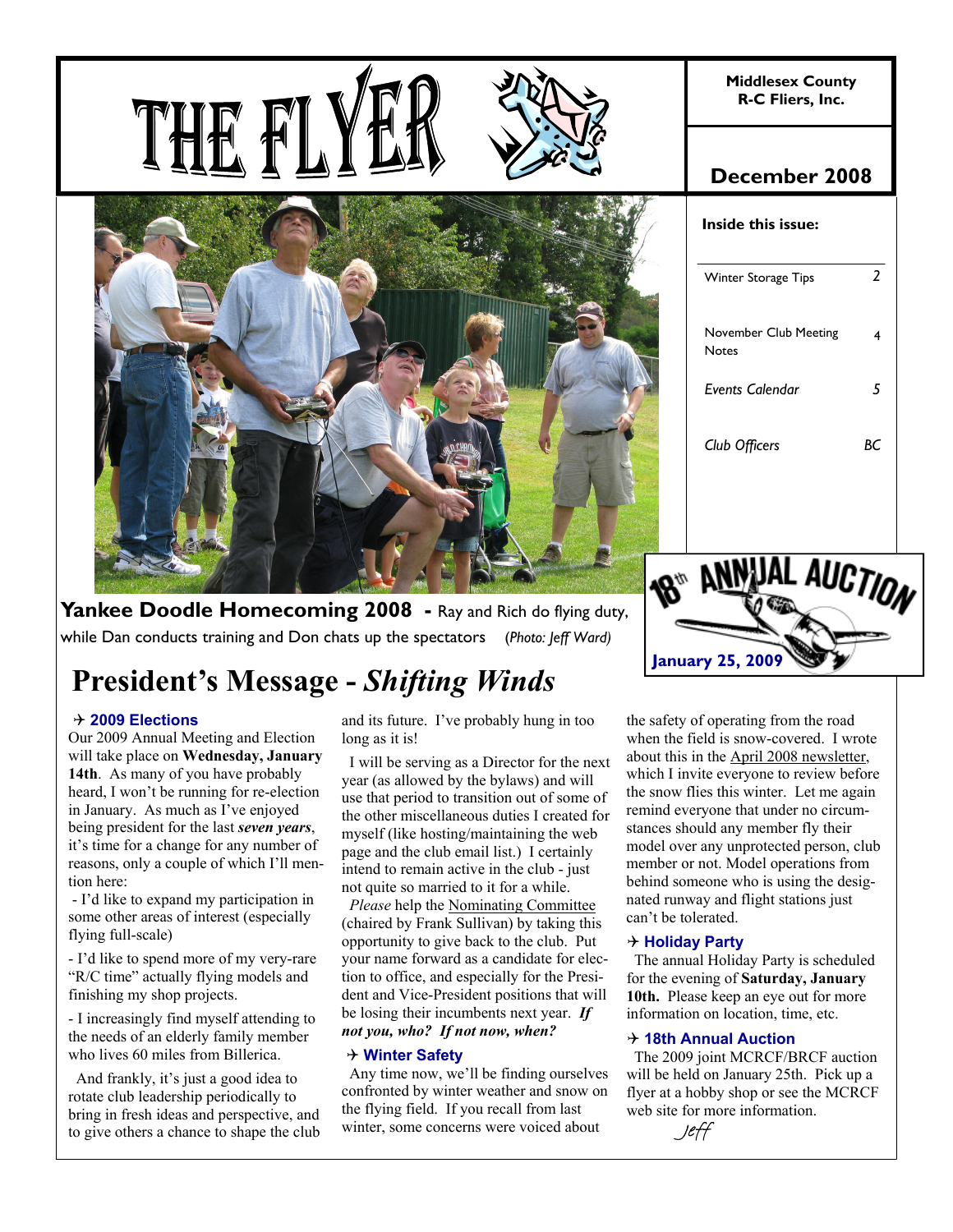# THE FLYER

**Middlesex County R-C Fliers, Inc.**

**December 2008**

**Inside this issue:**

| | |
|---|---|
| Winter Storage Tips | 2 |
| November Club Meeting Notes | 4 |
| *Events Calendar* | *5* |
| *Club Officers* | *BC* |

**Yankee Doodle Homecoming 2008 -** Ray and Rich do flying duty, while Dan conducts training and Don chats up the spectators *(Photo: Jeff Ward)*

18th ANNUAL AUCTION

**January 25, 2009**

# President's Message - *Shifting Winds*

### ✈ 2009 Elections

Our 2009 Annual Meeting and Election will take place on **Wednesday, January 14th**. As many of you have probably heard, I won't be running for re-election in January. As much as I've enjoyed being president for the last ***seven years***, it's time for a change for any number of reasons, only a couple of which I'll mention here:

- I'd like to expand my participation in some other areas of interest (especially flying full-scale)
- I'd like to spend more of my very-rare "R/C time" actually flying models and finishing my shop projects.
- I increasingly find myself attending to the needs of an elderly family member who lives 60 miles from Billerica.

And frankly, it's just a good idea to rotate club leadership periodically to bring in fresh ideas and perspective, and to give others a chance to shape the club and its future. I've probably hung in too long as it is!

I will be serving as a Director for the next year (as allowed by the bylaws) and will use that period to transition out of some of the other miscellaneous duties I created for myself (like hosting/maintaining the web page and the club email list.) I certainly intend to remain active in the club - just not quite so married to it for a while.

*Please* help the Nominating Committee (chaired by Frank Sullivan) by taking this opportunity to give back to the club. Put your name forward as a candidate for election to office, and especially for the President and Vice-President positions that will be losing their incumbents next year. ***If not you, who? If not now, when?***

### ✈ Winter Safety

Any time now, we'll be finding ourselves confronted by winter weather and snow on the flying field. If you recall from last winter, some concerns were voiced about the safety of operating from the road when the field is snow-covered. I wrote about this in the April 2008 newsletter, which I invite everyone to review before the snow flies this winter. Let me again remind everyone that under no circumstances should any member fly their model over any unprotected person, club member or not. Model operations from behind someone who is using the designated runway and flight stations just can't be tolerated.

### ✈ Holiday Party

The annual Holiday Party is scheduled for the evening of **Saturday, January 10th.** Please keep an eye out for more information on location, time, etc.

### ✈ 18th Annual Auction

The 2009 joint MCRCF/BRCF auction will be held on January 25th. Pick up a flyer at a hobby shop or see the MCRCF web site for more information.

*Jeff*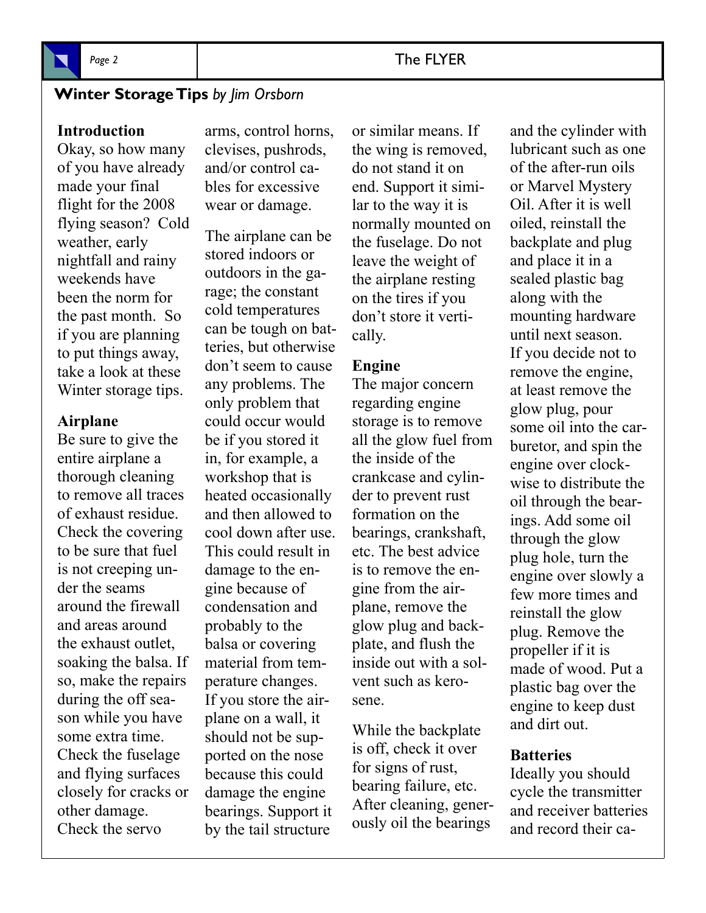## Winter Storage Tips *by Jim Orsborn*

**Introduction**

Okay, so how many of you have already made your final flight for the 2008 flying season? Cold weather, early nightfall and rainy weekends have been the norm for the past month. So if you are planning to put things away, take a look at these Winter storage tips.

**Airplane**

Be sure to give the entire airplane a thorough cleaning to remove all traces of exhaust residue. Check the covering to be sure that fuel is not creeping under the seams around the firewall and areas around the exhaust outlet, soaking the balsa. If so, make the repairs during the off season while you have some extra time. Check the fuselage and flying surfaces closely for cracks or other damage. Check the servo arms, control horns, clevises, pushrods, and/or control cables for excessive wear or damage.

The airplane can be stored indoors or outdoors in the garage; the constant cold temperatures can be tough on batteries, but otherwise don't seem to cause any problems. The only problem that could occur would be if you stored it in, for example, a workshop that is heated occasionally and then allowed to cool down after use. This could result in damage to the engine because of condensation and probably to the balsa or covering material from temperature changes. If you store the airplane on a wall, it should not be supported on the nose because this could damage the engine bearings. Support it by the tail structure or similar means. If the wing is removed, do not stand it on end. Support it similar to the way it is normally mounted on the fuselage. Do not leave the weight of the airplane resting on the tires if you don't store it vertically.

**Engine**

The major concern regarding engine storage is to remove all the glow fuel from the inside of the crankcase and cylinder to prevent rust formation on the bearings, crankshaft, etc. The best advice is to remove the engine from the airplane, remove the glow plug and backplate, and flush the inside out with a solvent such as kerosene.

While the backplate is off, check it over for signs of rust, bearing failure, etc. After cleaning, generously oil the bearings and the cylinder with lubricant such as one of the after-run oils or Marvel Mystery Oil. After it is well oiled, reinstall the backplate and plug and place it in a sealed plastic bag along with the mounting hardware until next season. If you decide not to remove the engine, at least remove the glow plug, pour some oil into the carburetor, and spin the engine over clockwise to distribute the oil through the bearings. Add some oil through the glow plug hole, turn the engine over slowly a few more times and reinstall the glow plug. Remove the propeller if it is made of wood. Put a plastic bag over the engine to keep dust and dirt out.

**Batteries**

Ideally you should cycle the transmitter and receiver batteries and record their ca-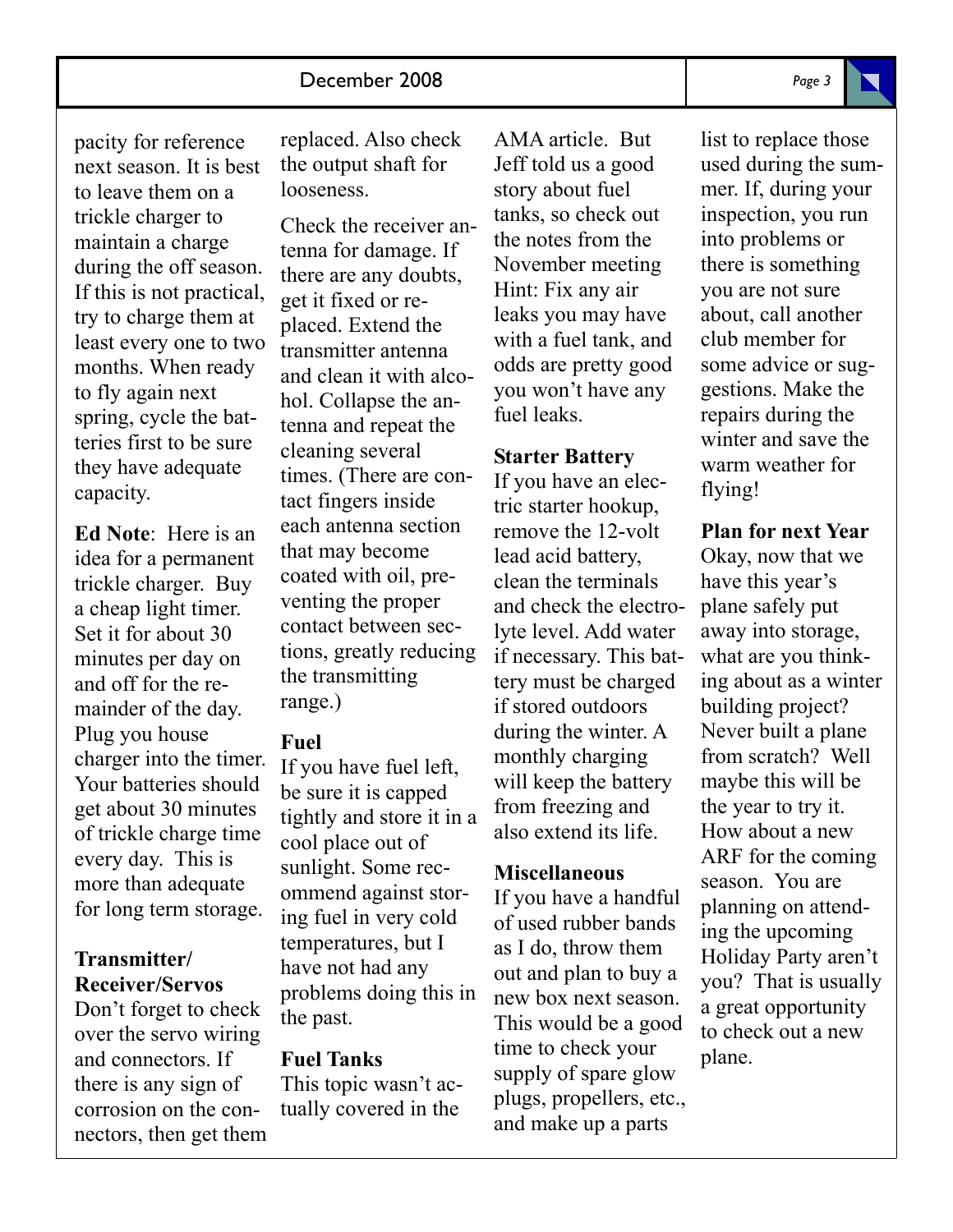pacity for reference next season. It is best to leave them on a trickle charger to maintain a charge during the off season. If this is not practical, try to charge them at least every one to two months. When ready to fly again next spring, cycle the batteries first to be sure they have adequate capacity.

**Ed Note**: Here is an idea for a permanent trickle charger. Buy a cheap light timer. Set it for about 30 minutes per day on and off for the remainder of the day. Plug you house charger into the timer. Your batteries should get about 30 minutes of trickle charge time every day. This is more than adequate for long term storage.

**Transmitter/ Receiver/Servos**

Don't forget to check over the servo wiring and connectors. If there is any sign of corrosion on the connectors, then get them replaced. Also check the output shaft for looseness.

Check the receiver antenna for damage. If there are any doubts, get it fixed or replaced. Extend the transmitter antenna and clean it with alcohol. Collapse the antenna and repeat the cleaning several times. (There are contact fingers inside each antenna section that may become coated with oil, preventing the proper contact between sections, greatly reducing the transmitting range.)

**Fuel**

If you have fuel left, be sure it is capped tightly and store it in a cool place out of sunlight. Some recommend against storing fuel in very cold temperatures, but I have not had any problems doing this in the past.

**Fuel Tanks**

This topic wasn't actually covered in the AMA article. But Jeff told us a good story about fuel tanks, so check out the notes from the November meeting Hint: Fix any air leaks you may have with a fuel tank, and odds are pretty good you won't have any fuel leaks.

**Starter Battery**

If you have an electric starter hookup, remove the 12-volt lead acid battery, clean the terminals and check the electrolyte level. Add water if necessary. This battery must be charged if stored outdoors during the winter. A monthly charging will keep the battery from freezing and also extend its life.

**Miscellaneous**

If you have a handful of used rubber bands as I do, throw them out and plan to buy a new box next season. This would be a good time to check your supply of spare glow plugs, propellers, etc., and make up a parts list to replace those used during the summer. If, during your inspection, you run into problems or there is something you are not sure about, call another club member for some advice or suggestions. Make the repairs during the winter and save the warm weather for flying!

**Plan for next Year**

Okay, now that we have this year's plane safely put away into storage, what are you thinking about as a winter building project? Never built a plane from scratch? Well maybe this will be the year to try it. How about a new ARF for the coming season. You are planning on attending the upcoming Holiday Party aren't you? That is usually a great opportunity to check out a new plane.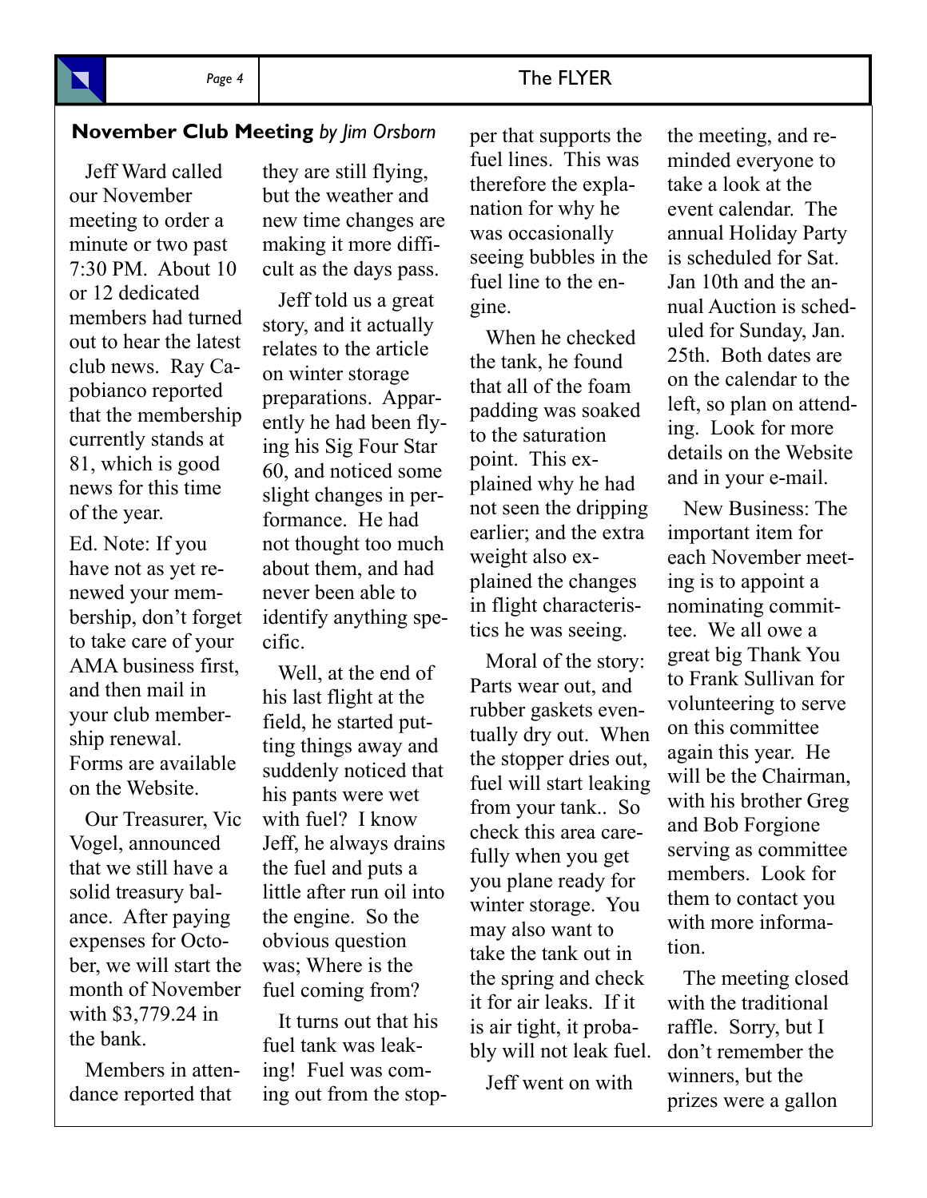## November Club Meeting *by Jim Orsborn*

Jeff Ward called our November meeting to order a minute or two past 7:30 PM. About 10 or 12 dedicated members had turned out to hear the latest club news. Ray Capobianco reported that the membership currently stands at 81, which is good news for this time of the year.

Ed. Note: If you have not as yet renewed your membership, don't forget to take care of your AMA business first, and then mail in your club membership renewal. Forms are available on the Website.

Our Treasurer, Vic Vogel, announced that we still have a solid treasury balance. After paying expenses for October, we will start the month of November with $3,779.24 in the bank.

Members in attendance reported that they are still flying, but the weather and new time changes are making it more difficult as the days pass.

Jeff told us a great story, and it actually relates to the article on winter storage preparations. Apparently he had been flying his Sig Four Star 60, and noticed some slight changes in performance. He had not thought too much about them, and had never been able to identify anything specific.

Well, at the end of his last flight at the field, he started putting things away and suddenly noticed that his pants were wet with fuel? I know Jeff, he always drains the fuel and puts a little after run oil into the engine. So the obvious question was; Where is the fuel coming from?

It turns out that his fuel tank was leaking! Fuel was coming out from the stopper that supports the fuel lines. This was therefore the explanation for why he was occasionally seeing bubbles in the fuel line to the engine.

When he checked the tank, he found that all of the foam padding was soaked to the saturation point. This explained why he had not seen the dripping earlier; and the extra weight also explained the changes in flight characteristics he was seeing.

Moral of the story: Parts wear out, and rubber gaskets eventually dry out. When the stopper dries out, fuel will start leaking from your tank.. So check this area carefully when you get you plane ready for winter storage. You may also want to take the tank out in the spring and check it for air leaks. If it is air tight, it probably will not leak fuel.

Jeff went on with the meeting, and reminded everyone to take a look at the event calendar. The annual Holiday Party is scheduled for Sat. Jan 10th and the annual Auction is scheduled for Sunday, Jan. 25th. Both dates are on the calendar to the left, so plan on attending. Look for more details on the Website and in your e-mail.

New Business: The important item for each November meeting is to appoint a nominating committee. We all owe a great big Thank You to Frank Sullivan for volunteering to serve on this committee again this year. He will be the Chairman, with his brother Greg and Bob Forgione serving as committee members. Look for them to contact you with more information.

The meeting closed with the traditional raffle. Sorry, but I don't remember the winners, but the prizes were a gallon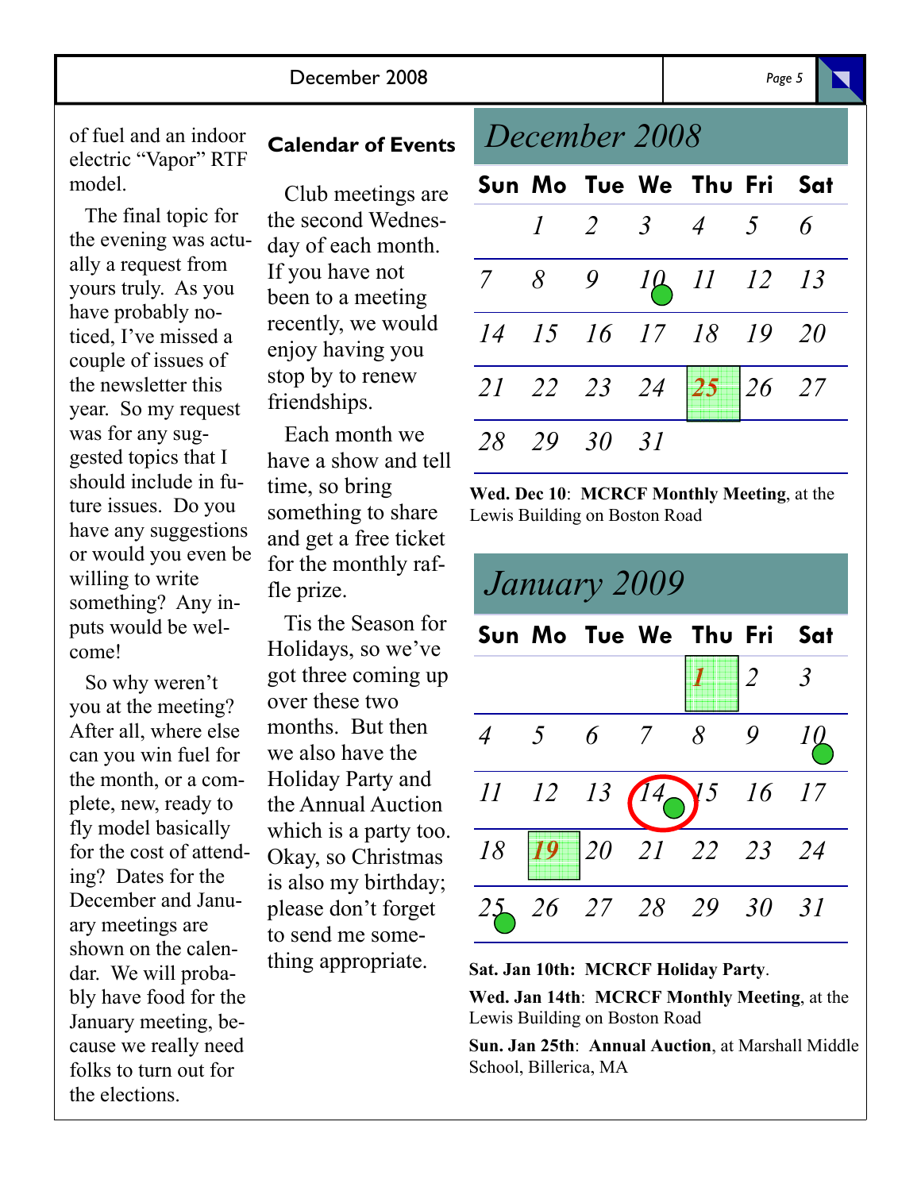of fuel and an indoor electric "Vapor" RTF model.

The final topic for the evening was actually a request from yours truly. As you have probably noticed, I've missed a couple of issues of the newsletter this year. So my request was for any suggested topics that I should include in future issues. Do you have any suggestions or would you even be willing to write something? Any inputs would be welcome!

So why weren't you at the meeting? After all, where else can you win fuel for the month, or a complete, new, ready to fly model basically for the cost of attending? Dates for the December and January meetings are shown on the calendar. We will probably have food for the January meeting, because we really need folks to turn out for the elections.

## Calendar of Events

Club meetings are the second Wednesday of each month. If you have not been to a meeting recently, we would enjoy having you stop by to renew friendships.

Each month we have a show and tell time, so bring something to share and get a free ticket for the monthly raffle prize.

Tis the Season for Holidays, so we've got three coming up over these two months. But then we also have the Holiday Party and the Annual Auction which is a party too. Okay, so Christmas is also my birthday; please don't forget to send me something appropriate.

## *December 2008*

| Sun | Mo | Tue | We | Thu | Fri | Sat |
|---|---|---|---|---|---|---|
| | 1 | 2 | 3 | 4 | 5 | 6 |
| 7 | 8 | 9 | 10 | 11 | 12 | 13 |
| 14 | 15 | 16 | 17 | 18 | 19 | 20 |
| 21 | 22 | 23 | 24 | 25 | 26 | 27 |
| 28 | 29 | 30 | 31 | | | |

**Wed. Dec 10**: **MCRCF Monthly Meeting**, at the Lewis Building on Boston Road

## *January 2009*

| Sun | Mo | Tue | We | Thu | Fri | Sat |
|---|---|---|---|---|---|---|
| | | | | 1 | 2 | 3 |
| 4 | 5 | 6 | 7 | 8 | 9 | 10 |
| 11 | 12 | 13 | 14 | 15 | 16 | 17 |
| 18 | 19 | 20 | 21 | 22 | 23 | 24 |
| 25 | 26 | 27 | 28 | 29 | 30 | 31 |

**Sat. Jan 10th: MCRCF Holiday Party**.

**Wed. Jan 14th**: **MCRCF Monthly Meeting**, at the Lewis Building on Boston Road

**Sun. Jan 25th**: **Annual Auction**, at Marshall Middle School, Billerica, MA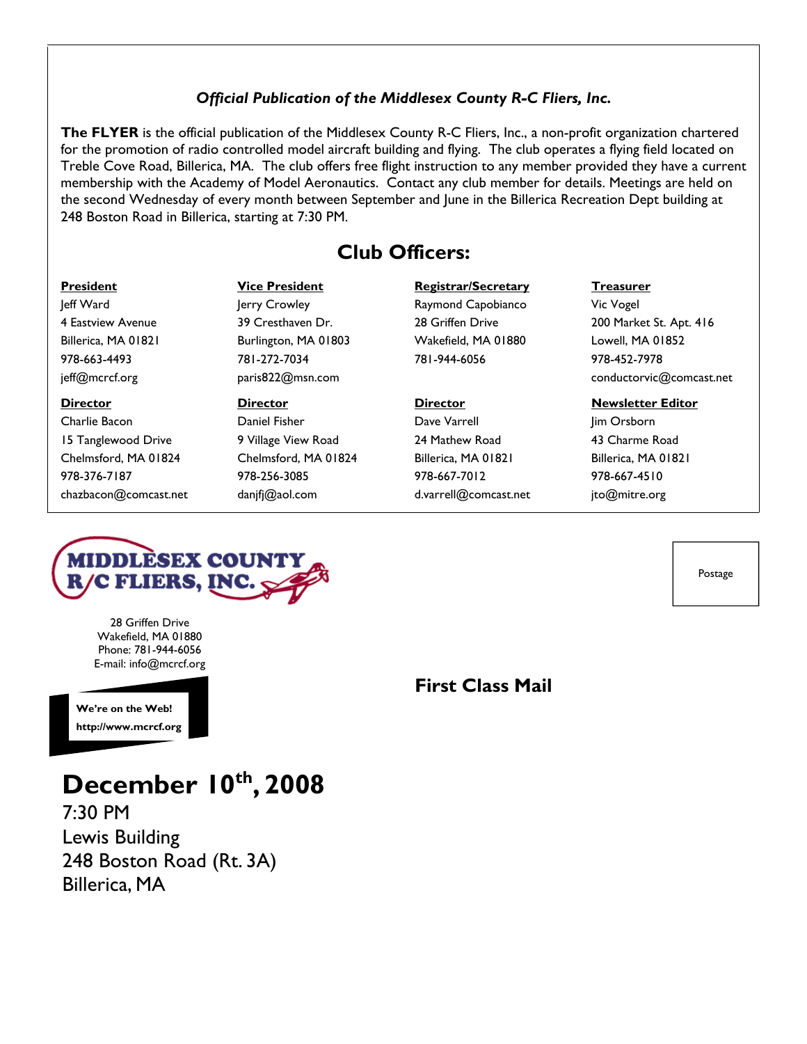*Official Publication of the Middlesex County R-C Fliers, Inc.*

**The FLYER** is the official publication of the Middlesex County R-C Fliers, Inc., a non-profit organization chartered for the promotion of radio controlled model aircraft building and flying. The club operates a flying field located on Treble Cove Road, Billerica, MA. The club offers free flight instruction to any member provided they have a current membership with the Academy of Model Aeronautics. Contact any club member for details. Meetings are held on the second Wednesday of every month between September and June in the Billerica Recreation Dept building at 248 Boston Road in Billerica, starting at 7:30 PM.

## Club Officers:

**President**
Jeff Ward
4 Eastview Avenue
Billerica, MA 01821
978-663-4493
jeff@mcrcf.org

**Vice President**
Jerry Crowley
39 Cresthaven Dr.
Burlington, MA 01803
781-272-7034
paris822@msn.com

**Registrar/Secretary**
Raymond Capobianco
28 Griffen Drive
Wakefield, MA 01880
781-944-6056

**Treasurer**
Vic Vogel
200 Market St. Apt. 416
Lowell, MA 01852
978-452-7978
conductorvic@comcast.net

**Director**
Charlie Bacon
15 Tanglewood Drive
Chelmsford, MA 01824
978-376-7187
chazbacon@comcast.net

**Director**
Daniel Fisher
9 Village View Road
Chelmsford, MA 01824
978-256-3085
danjfj@aol.com

**Director**
Dave Varrell
24 Mathew Road
Billerica, MA 01821
978-667-7012
d.varrell@comcast.net

**Newsletter Editor**
Jim Orsborn
43 Charme Road
Billerica, MA 01821
978-667-4510
jto@mitre.org

MIDDLESEX COUNTY R/C FLIERS, INC.

28 Griffen Drive
Wakefield, MA 01880
Phone: 781-944-6056
E-mail: info@mcrcf.org

**We're on the Web!**
**http://www.mcrcf.org**

Postage

**First Class Mail**

# December 10th, 2008

7:30 PM
Lewis Building
248 Boston Road (Rt. 3A)
Billerica, MA